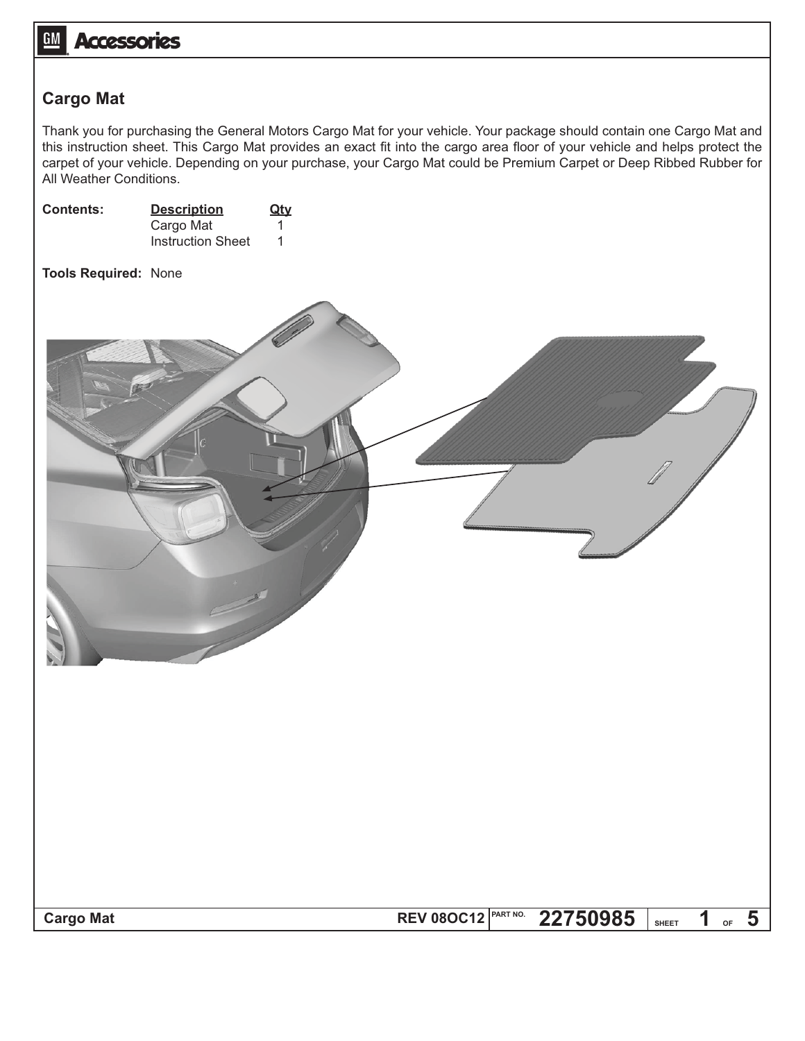## Cargo Mat

Thank you for purchasing the General Motors Cargo Mat for your vehicle. Your package should contain one Cargo Mat and this instruction sheet. This Cargo Mat provides an exact fit into the cargo area floor of your vehicle and helps protect the carpet of your vehicle. Depending on your purchase, your Cargo Mat could be Premium Carpet or Deep Ribbed Rubber for All Weather Conditions.

**Contents:**

| Description | Qty |
| --- | --- |
| Cargo Mat | 1 |
| Instruction Sheet | 1 |

**Tools Required:** None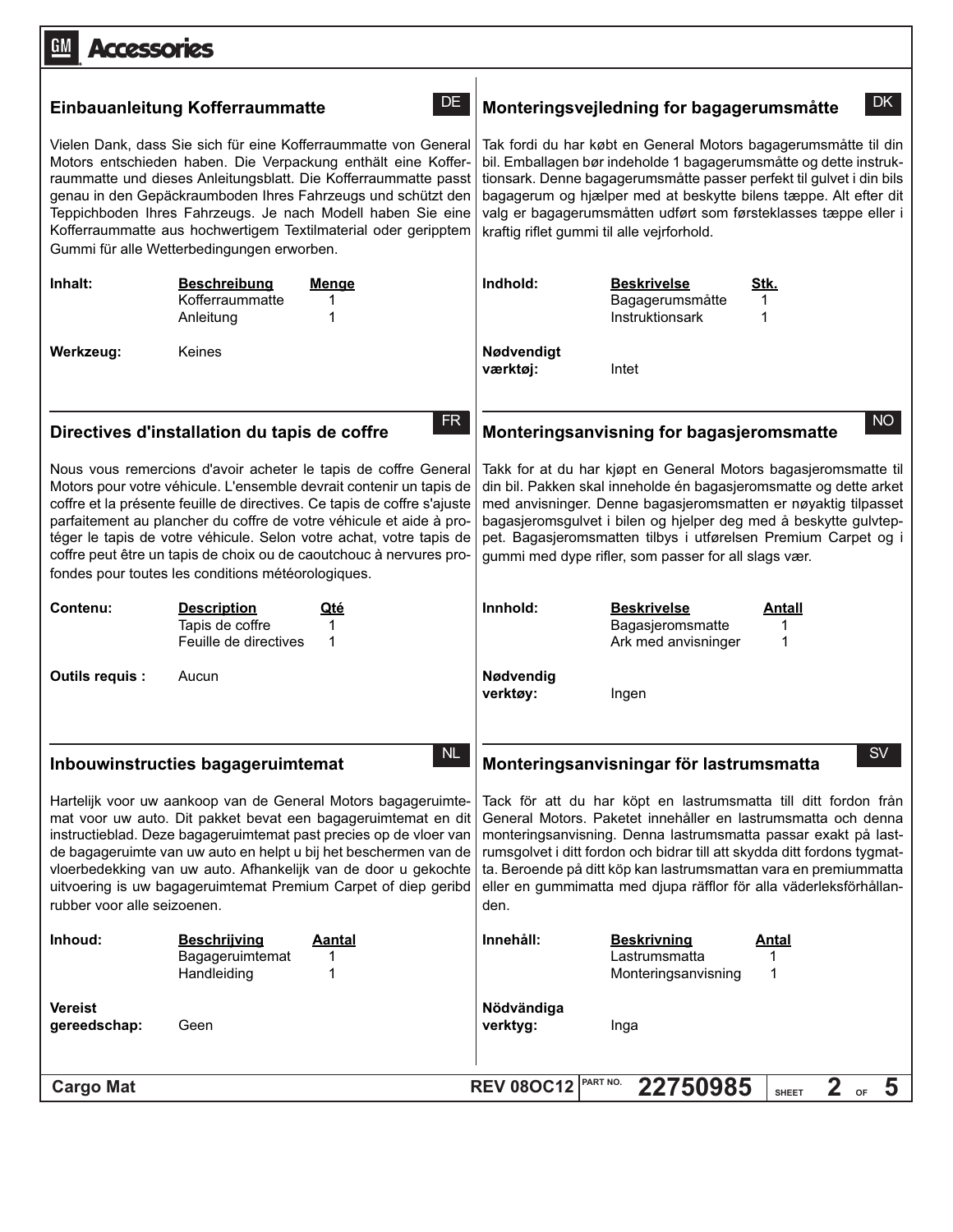## Einbauanleitung Kofferraummatte

DE

Vielen Dank, dass Sie sich für eine Kofferraummatte von General Motors entschieden haben. Die Verpackung enthält eine Kofferraummatte und dieses Anleitungsblatt. Die Kofferraummatte passt genau in den Gepäckraumboden Ihres Fahrzeugs und schützt den Teppichboden Ihres Fahrzeugs. Je nach Modell haben Sie eine Kofferraummatte aus hochwertigem Textilmaterial oder geripptem Gummi für alle Wetterbedingungen erworben.

| Inhalt: | Beschreibung | Menge |
|---|---|---|
| | Kofferraummatte | 1 |
| | Anleitung | 1 |

**Werkzeug:** Keines

## Monteringsvejledning for bagagerumsmåtte

DK

Tak fordi du har købt en General Motors bagagerumsmåtte til din bil. Emballagen bør indeholde 1 bagagerumsmåtte og dette instruktionsark. Denne bagagerumsmåtte passer perfekt til gulvet i din bils bagagerum og hjælper med at beskytte bilens tæppe. Alt efter dit valg er bagagerumsmåtten udført som førsteklasses tæppe eller i kraftig riflet gummi til alle vejrforhold.

| Indhold: | Beskrivelse | Stk. |
|---|---|---|
| | Bagagerumsmåtte | 1 |
| | Instruktionsark | 1 |

**Nødvendigt værktøj:** Intet

## Directives d'installation du tapis de coffre

FR

Nous vous remercions d'avoir acheter le tapis de coffre General Motors pour votre véhicule. L'ensemble devrait contenir un tapis de coffre et la présente feuille de directives. Ce tapis de coffre s'ajuste parfaitement au plancher du coffre de votre véhicule et aide à protéger le tapis de votre véhicule. Selon votre achat, votre tapis de coffre peut être un tapis de choix ou de caoutchouc à nervures profondes pour toutes les conditions météorologiques.

| Contenu: | Description | Qté |
|---|---|---|
| | Tapis de coffre | 1 |
| | Feuille de directives | 1 |

**Outils requis :** Aucun

## Monteringsanvisning for bagasjeromsmatte

NO

Takk for at du har kjøpt en General Motors bagasjeromsmatte til din bil. Pakken skal inneholde én bagasjeromsmatte og dette arket med anvisninger. Denne bagasjeromsmatten er nøyaktig tilpasset bagasjeromsgulvet i bilen og hjelper deg med å beskytte gulvteppet. Bagasjeromsmatten tilbys i utførelsen Premium Carpet og i gummi med dype rifler, som passer for all slags vær.

| Innhold: | Beskrivelse | Antall |
|---|---|---|
| | Bagasjeromsmatte | 1 |
| | Ark med anvisninger | 1 |

**Nødvendig verktøy:** Ingen

## Inbouwinstructies bagageruimtemat

NL

Hartelijk voor uw aankoop van de General Motors bagageruimtemat voor uw auto. Dit pakket bevat een bagageruimtemat en dit instructieblad. Deze bagageruimtemat past precies op de vloer van de bagageruimte van uw auto en helpt u bij het beschermen van de vloerbedekking van uw auto. Afhankelijk van de door u gekochte uitvoering is uw bagageruimtemat Premium Carpet of diep geribd rubber voor alle seizoenen.

| Inhoud: | Beschrijving | Aantal |
|---|---|---|
| | Bagageruimtemat | 1 |
| | Handleiding | 1 |

**Vereist gereedschap:** Geen

## Monteringsanvisningar för lastrumsmatta

SV

Tack för att du har köpt en lastrumsmatta till ditt fordon från General Motors. Paketet innehåller en lastrumsmatta och denna monteringsanvisning. Denna lastrumsmatta passar exakt på lastrumsgolvet i ditt fordon och bidrar till att skydda ditt fordons tygmatta. Beroende på ditt köp kan lastrumsmattan vara en premiummatta eller en gummimatta med djupa räfflor för alla väderleksförhållanden.

| Innehåll: | Beskrivning | Antal |
|---|---|---|
| | Lastrumsmatta | 1 |
| | Monteringsanvisning | 1 |

**Nödvändiga verktyg:** Inga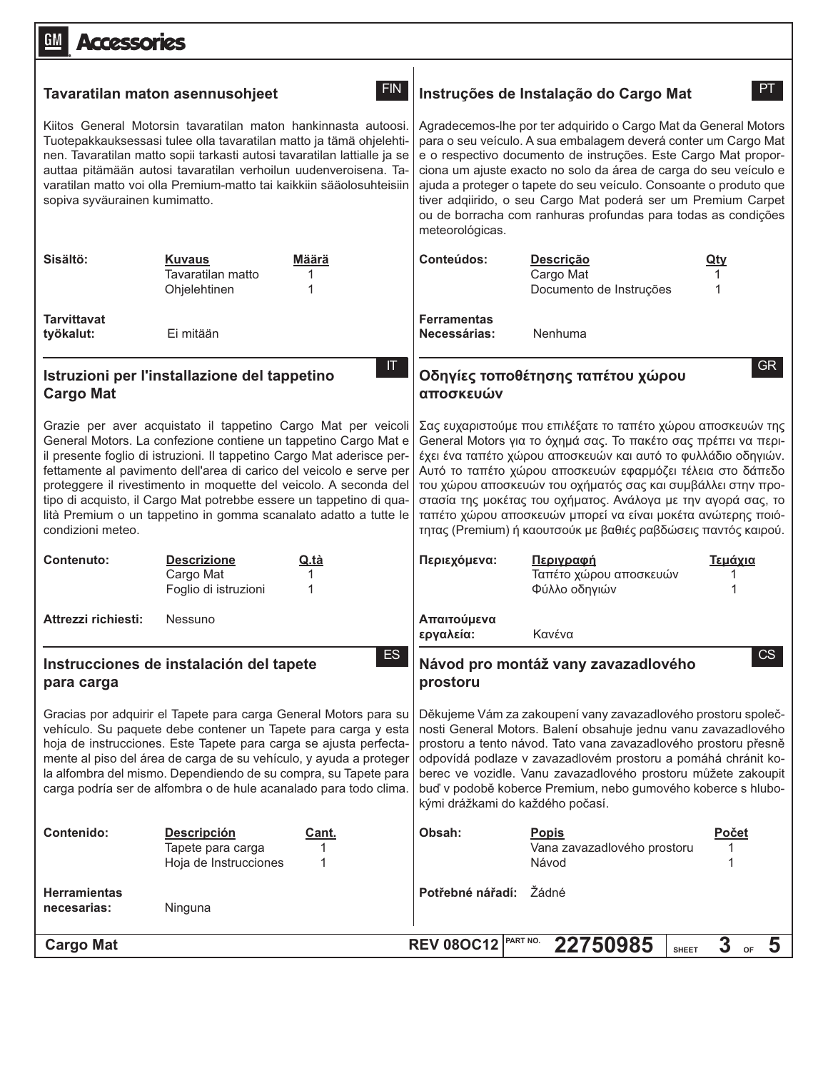## Tavaratilan maton asennusohjeet

FIN

Kiitos General Motorsin tavaratilan maton hankinnasta autoosi. Tuotepakkauksessasi tulee olla tavaratilan matto ja tämä ohjelehtinen. Tavaratilan matto sopii tarkasti autosi tavaratilan lattialle ja se auttaa pitämään autosi tavaratilan verhoilun uudenveroisena. Tavaratilan matto voi olla Premium-matto tai kaikkiin sääolosuhteisiin sopiva syväurainen kumimatto.

| Sisältö: | Kuvaus | Määrä |
|---|---|---|
| | Tavaratilan matto | 1 |
| | Ohjelehtinen | 1 |

**Tarvittavat työkalut:** Ei mitään

## Istruzioni per l'installazione del tappetino Cargo Mat

IT

Grazie per aver acquistato il tappetino Cargo Mat per veicoli General Motors. La confezione contiene un tappetino Cargo Mat e il presente foglio di istruzioni. Il tappetino Cargo Mat aderisce perfettamente al pavimento dell'area di carico del veicolo e serve per proteggere il rivestimento in moquette del veicolo. A seconda del tipo di acquisto, il Cargo Mat potrebbe essere un tappetino di qualità Premium o un tappetino in gomma scanalato adatto a tutte le condizioni meteo.

| Contenuto: | Descrizione | Q.tà |
|---|---|---|
| | Cargo Mat | 1 |
| | Foglio di istruzioni | 1 |

**Attrezzi richiesti:** Nessuno

## Instrucciones de instalación del tapete para carga

ES

Gracias por adquirir el Tapete para carga General Motors para su vehículo. Su paquete debe contener un Tapete para carga y esta hoja de instrucciones. Este Tapete para carga se ajusta perfectamente al piso del área de carga de su vehículo, y ayuda a proteger la alfombra del mismo. Dependiendo de su compra, su Tapete para carga podría ser de alfombra o de hule acanalado para todo clima.

| Contenido: | Descripción | Cant. |
|---|---|---|
| | Tapete para carga | 1 |
| | Hoja de Instrucciones | 1 |

**Herramientas necesarias:** Ninguna

## Instruções de Instalação do Cargo Mat

PT

Agradecemos-lhe por ter adquirido o Cargo Mat da General Motors para o seu veículo. A sua embalagem deverá conter um Cargo Mat e o respectivo documento de instruções. Este Cargo Mat proporciona um ajuste exacto no solo da área de carga do seu veículo e ajuda a proteger o tapete do seu veículo. Consoante o produto que tiver adqiirido, o seu Cargo Mat poderá ser um Premium Carpet ou de borracha com ranhuras profundas para todas as condições meteorológicas.

| Conteúdos: | Descrição | Qty |
|---|---|---|
| | Cargo Mat | 1 |
| | Documento de Instruções | 1 |

**Ferramentas Necessárias:** Nenhuma

## Οδηγίες τοποθέτησης ταπέτου χώρου αποσκευών

GR

Σας ευχαριστούμε που επιλέξατε το ταπέτο χώρου αποσκευών της General Motors για το όχημά σας. Το πακέτο σας πρέπει να περιέχει ένα ταπέτο χώρου αποσκευών και αυτό το φυλλάδιο οδηγιών. Αυτό το ταπέτο χώρου αποσκευών εφαρμόζει τέλεια στο δάπεδο του χώρου αποσκευών του οχήματός σας και συμβάλλει στην προστασία της μοκέτας του οχήματος. Ανάλογα με την αγορά σας, το ταπέτο χώρου αποσκευών μπορεί να είναι μοκέτα ανώτερης ποιότητας (Premium) ή καουτσούκ με βαθιές ραβδώσεις παντός καιρού.

| Περιεχόμενα: | Περιγραφή | Τεμάχια |
|---|---|---|
| | Ταπέτο χώρου αποσκευών | 1 |
| | Φύλλο οδηγιών | 1 |

**Απαιτούμενα εργαλεία:** Κανένα

## Návod pro montáž vany zavazadlového prostoru

CS

Děkujeme Vám za zakoupení vany zavazadlového prostoru společnosti General Motors. Balení obsahuje jednu vanu zavazadlového prostoru a tento návod. Tato vana zavazadlového prostoru přesně odpovídá podlaze v zavazadlovém prostoru a pomáhá chránit koberec ve vozidle. Vanu zavazadlového prostoru můžete zakoupit buď v podobě koberce Premium, nebo gumového koberce s hlubokými drážkami do každého počasí.

| Obsah: | Popis | Počet |
|---|---|---|
| | Vana zavazadlového prostoru | 1 |
| | Návod | 1 |

**Potřebné nářadí:** Žádné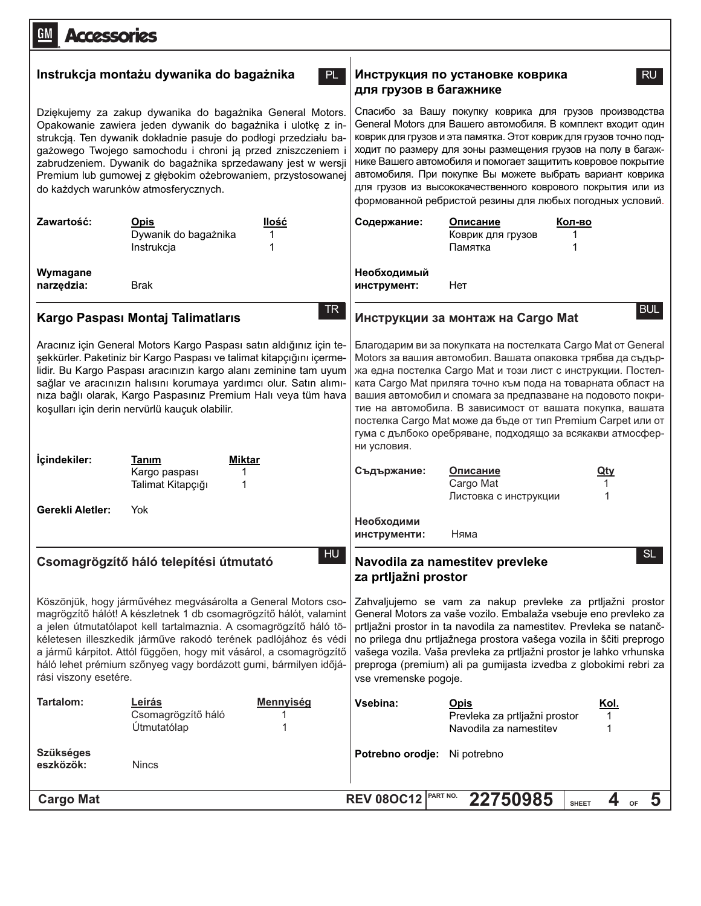## Instrukcja montażu dywanika do bagażnika

PL

Dziękujemy za zakup dywanika do bagażnika General Motors. Opakowanie zawiera jeden dywanik do bagażnika i ulotkę z instrukcją. Ten dywanik dokładnie pasuje do podłogi przedziału bagażowego Twojego samochodu i chroni ją przed zniszczeniem i zabrudzeniem. Dywanik do bagażnika sprzedawany jest w wersji Premium lub gumowej z głębokim ożebrowaniem, przystosowanej do każdych warunków atmosferycznych.

| Zawartość: | Opis | Ilość |
|---|---|---|
| | Dywanik do bagażnika | 1 |
| | Instrukcja | 1 |

**Wymagane narzędzia:** Brak

## Инструкция по установке коврика для грузов в багажнике

RU

Спасибо за Вашу покупку коврика для грузов производства General Motors для Вашего автомобиля. В комплект входит один коврик для грузов и эта памятка. Этот коврик для грузов точно подходит по размеру для зоны размещения грузов на полу в багажнике Вашего автомобиля и помогает защитить ковровое покрытие автомобиля. При покупке Вы можете выбрать вариант коврика для грузов из высококачественного коврового покрытия или из формованной ребристой резины для любых погодных условий.

| Содержание: | Описание | Кол-во |
|---|---|---|
| | Коврик для грузов | 1 |
| | Памятка | 1 |

**Необходимый инструмент:** Нет

## Kargo Paspası Montaj Talimatlarıs

TR

Aracınız için General Motors Kargo Paspası satın aldığınız için teşekkürler. Paketiniz bir Kargo Paspası ve talimat kitapçığını içermelidir. Bu Kargo Paspası aracınızın kargo alanı zeminine tam uyum sağlar ve aracınızın halısını korumaya yardımcı olur. Satın alımınıza bağlı olarak, Kargo Paspasınız Premium Halı veya tüm hava koşulları için derin nervürlü kauçuk olabilir.

| İçindekiler: | Tanım | Miktar |
|---|---|---|
| | Kargo paspası | 1 |
| | Talimat Kitapçığı | 1 |

**Gerekli Aletler:** Yok

## Инструкции за монтаж на Cargo Mat

BUL

Благодарим ви за покупката на постелката Cargo Mat от General Motors за вашия автомобил. Вашата опаковка трябва да съдържа една постелка Cargo Mat и този лист с инструкции. Постелката Cargo Mat приляга точно към пода на товарната област на вашия автомобил и спомага за предпазване на подовото покритие на автомобила. В зависимост от вашата покупка, вашата постелка Cargo Mat може да бъде от тип Premium Carpet или от гума с дълбоко оребряване, подходящо за всякакви атмосферни условия.

| Съдържание: | Описание | Qty |
|---|---|---|
| | Cargo Mat | 1 |
| | Листовка с инструкции | 1 |

**Необходими инструменти:** Няма

## Csomagrögzítő háló telepítési útmutató

HU

Köszönjük, hogy járművéhez megvásárolta a General Motors csomagrögzítő hálót! A készletnek 1 db csomagrögzítő hálót, valamint a jelen útmutatólapot kell tartalmaznia. A csomagrögzítő háló tökéletesen illeszkedik járműve rakodó terének padlójához és védi a jármű kárpitot. Attól függően, hogy mit vásárol, a csomagrögzítő háló lehet prémium szőnyeg vagy bordázott gumi, bármilyen időjárási viszony esetére.

| Tartalom: | Leírás | Mennyiség |
|---|---|---|
| | Csomagrögzítő háló | 1 |
| | Útmutatólap | 1 |

**Szükséges eszközök:** Nincs

## Navodila za namestitev prevleke za prtljažni prostor

SL

Zahvaljujemo se vam za nakup prevleke za prtljažni prostor General Motors za vaše vozilo. Embalaža vsebuje eno prevleko za prtljažni prostor in ta navodila za namestitev. Prevleka se natančno prilega dnu prtljažnega prostora vašega vozila in ščiti preprogo vašega vozila. Vaša prevleka za prtljažni prostor je lahko vrhunska preproga (premium) ali pa gumijasta izvedba z globokimi rebri za vse vremenske pogoje.

| Vsebina: | Opis | Kol. |
|---|---|---|
| | Prevleka za prtljažni prostor | 1 |
| | Navodila za namestitev | 1 |

**Potrebno orodje:** Ni potrebno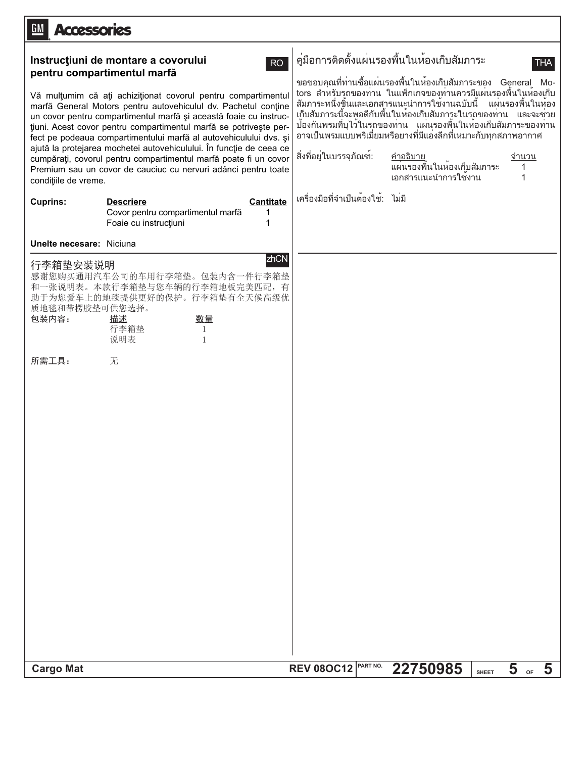## Instrucţiuni de montare a covorului pentru compartimentul marfă

RO

Vă mulţumim că aţi achiziţionat covorul pentru compartimentul marfă General Motors pentru autovehiculul dv. Pachetul conţine un covor pentru compartimentul marfă şi această foaie cu instrucţiuni. Acest covor pentru compartimentul marfă se potriveşte perfect pe podeaua compartimentului marfă al autovehiculului dvs. şi ajută la protejarea mochetei autovehiculului. În funcţie de ceea ce cumpăraţi, covorul pentru compartimentul marfă poate fi un covor Premium sau un covor de cauciuc cu nervuri adânci pentru toate condiţiile de vreme.

| Cuprins: | Descriere | Cantitate |
|---|---|---|
| | Covor pentru compartimentul marfă | 1 |
| | Foaie cu instrucţiuni | 1 |

**Unelte necesare:** Niciuna

## 行李箱垫安装说明

zhCN

感谢您购买通用汽车公司的车用行李箱垫。包装内含一件行李箱垫和一张说明表。本款行李箱垫与您车辆的行李箱地板完美匹配，有助于为您爱车上的地毯提供更好的保护。行李箱垫有全天候高级优质地毯和带楞胶垫可供您选择。

| 包装内容： | 描述 | 数量 |
|---|---|---|
| | 行李箱垫 | 1 |
| | 说明表 | 1 |

所需工具： 无

## คู่มือการติดตั้งแผ่นรองพื้นในห้องเก็บสัมภาระ

THA

ขอขอบคุณที่ท่านซื้อแผ่นรองพื้นในห้องเก็บสัมภาระของ General Motors สำหรับรถของท่าน ในแพ็กเกจของท่านควรมีแผ่นรองพื้นในห้องเก็บสัมภาระหนึ่งชิ้นและเอกสารแนะนำการใช้งานฉบับนี้ แผ่นรองพื้นในห้องเก็บสัมภาระนี้จะพอดีกับพื้นในห้องเก็บสัมภาระในรถของท่าน และจะช่วยป้องกันพรมที่ปูไว้ในรถของท่าน แผ่นรองพื้นในห้องเก็บสัมภาระของท่านอาจเป็นพรมแบบพรีเมี่ยมหรือยางที่มีแอ่งลึกที่เหมาะกับทุกสภาพอากาศ

| สิ่งที่อยู่ในบรรจุภัณฑ์: | คำอธิบาย | จำนวน |
|---|---|---|
| | แผ่นรองพื้นในห้องเก็บสัมภาระ | 1 |
| | เอกสารแนะนำการใช้งาน | 1 |

เครื่องมือที่จำเป็นต้องใช้: ไม่มี